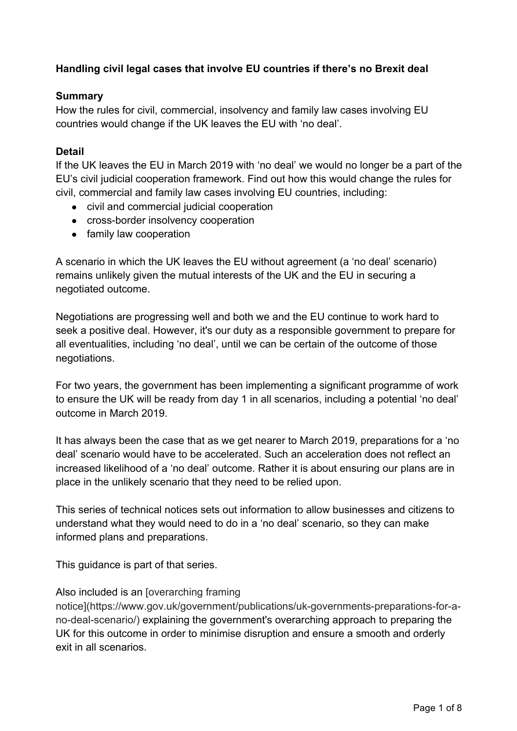**Handling civil legal cases that involve EU countries if there's no Brexit deal**

**Summary**

How the rules for civil, commercial, insolvency and family law cases involving EU countries would change if the UK leaves the EU with 'no deal'.

**Detail**

If the UK leaves the EU in March 2019 with 'no deal' we would no longer be a part of the EU's civil judicial cooperation framework. Find out how this would change the rules for civil, commercial and family law cases involving EU countries, including:

- civil and commercial judicial cooperation
- cross-border insolvency cooperation
- family law cooperation

A scenario in which the UK leaves the EU without agreement (a 'no deal' scenario) remains unlikely given the mutual interests of the UK and the EU in securing a negotiated outcome.

Negotiations are progressing well and both we and the EU continue to work hard to seek a positive deal. However, it's our duty as a responsible government to prepare for all eventualities, including 'no deal', until we can be certain of the outcome of those negotiations.

For two years, the government has been implementing a significant programme of work to ensure the UK will be ready from day 1 in all scenarios, including a potential 'no deal' outcome in March 2019.

It has always been the case that as we get nearer to March 2019, preparations for a 'no deal' scenario would have to be accelerated. Such an acceleration does not reflect an increased likelihood of a 'no deal' outcome. Rather it is about ensuring our plans are in place in the unlikely scenario that they need to be relied upon.

This series of technical notices sets out information to allow businesses and citizens to understand what they would need to do in a 'no deal' scenario, so they can make informed plans and preparations.

This guidance is part of that series.

Also included is an [overarching framing notice](https://www.gov.uk/government/publications/uk-governments-preparations-for-a-no-deal-scenario/) explaining the government's overarching approach to preparing the UK for this outcome in order to minimise disruption and ensure a smooth and orderly exit in all scenarios.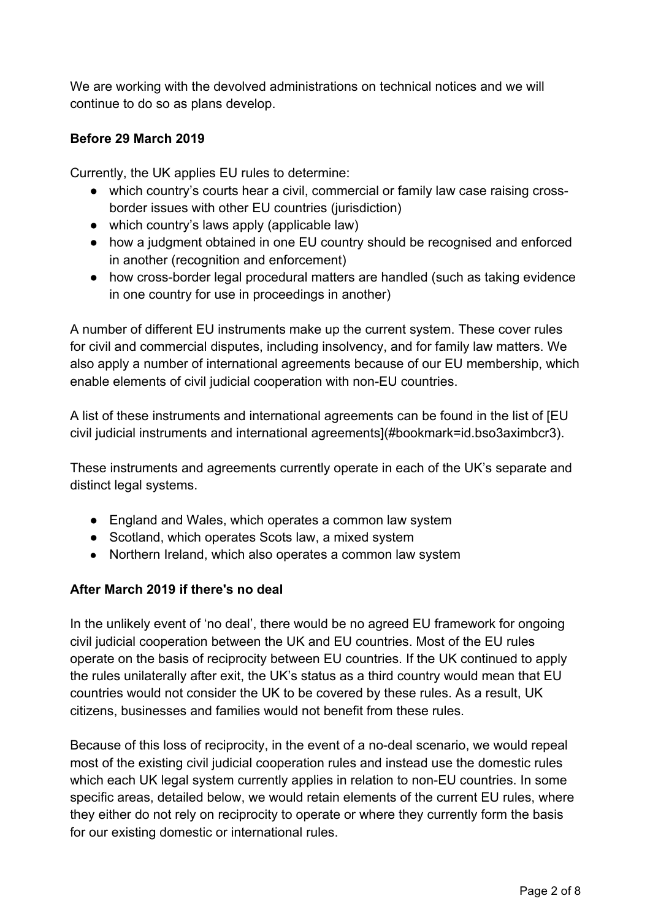We are working with the devolved administrations on technical notices and we will continue to do so as plans develop.

**Before 29 March 2019**

Currently, the UK applies EU rules to determine:

- which country's courts hear a civil, commercial or family law case raising cross-border issues with other EU countries (jurisdiction)
- which country's laws apply (applicable law)
- how a judgment obtained in one EU country should be recognised and enforced in another (recognition and enforcement)
- how cross-border legal procedural matters are handled (such as taking evidence in one country for use in proceedings in another)

A number of different EU instruments make up the current system. These cover rules for civil and commercial disputes, including insolvency, and for family law matters. We also apply a number of international agreements because of our EU membership, which enable elements of civil judicial cooperation with non-EU countries.

A list of these instruments and international agreements can be found in the list of [EU civil judicial instruments and international agreements](#bookmark=id.bso3aximbcr3).

These instruments and agreements currently operate in each of the UK's separate and distinct legal systems.

- England and Wales, which operates a common law system
- Scotland, which operates Scots law, a mixed system
- Northern Ireland, which also operates a common law system

**After March 2019 if there's no deal**

In the unlikely event of 'no deal', there would be no agreed EU framework for ongoing civil judicial cooperation between the UK and EU countries. Most of the EU rules operate on the basis of reciprocity between EU countries. If the UK continued to apply the rules unilaterally after exit, the UK's status as a third country would mean that EU countries would not consider the UK to be covered by these rules. As a result, UK citizens, businesses and families would not benefit from these rules.

Because of this loss of reciprocity, in the event of a no-deal scenario, we would repeal most of the existing civil judicial cooperation rules and instead use the domestic rules which each UK legal system currently applies in relation to non-EU countries. In some specific areas, detailed below, we would retain elements of the current EU rules, where they either do not rely on reciprocity to operate or where they currently form the basis for our existing domestic or international rules.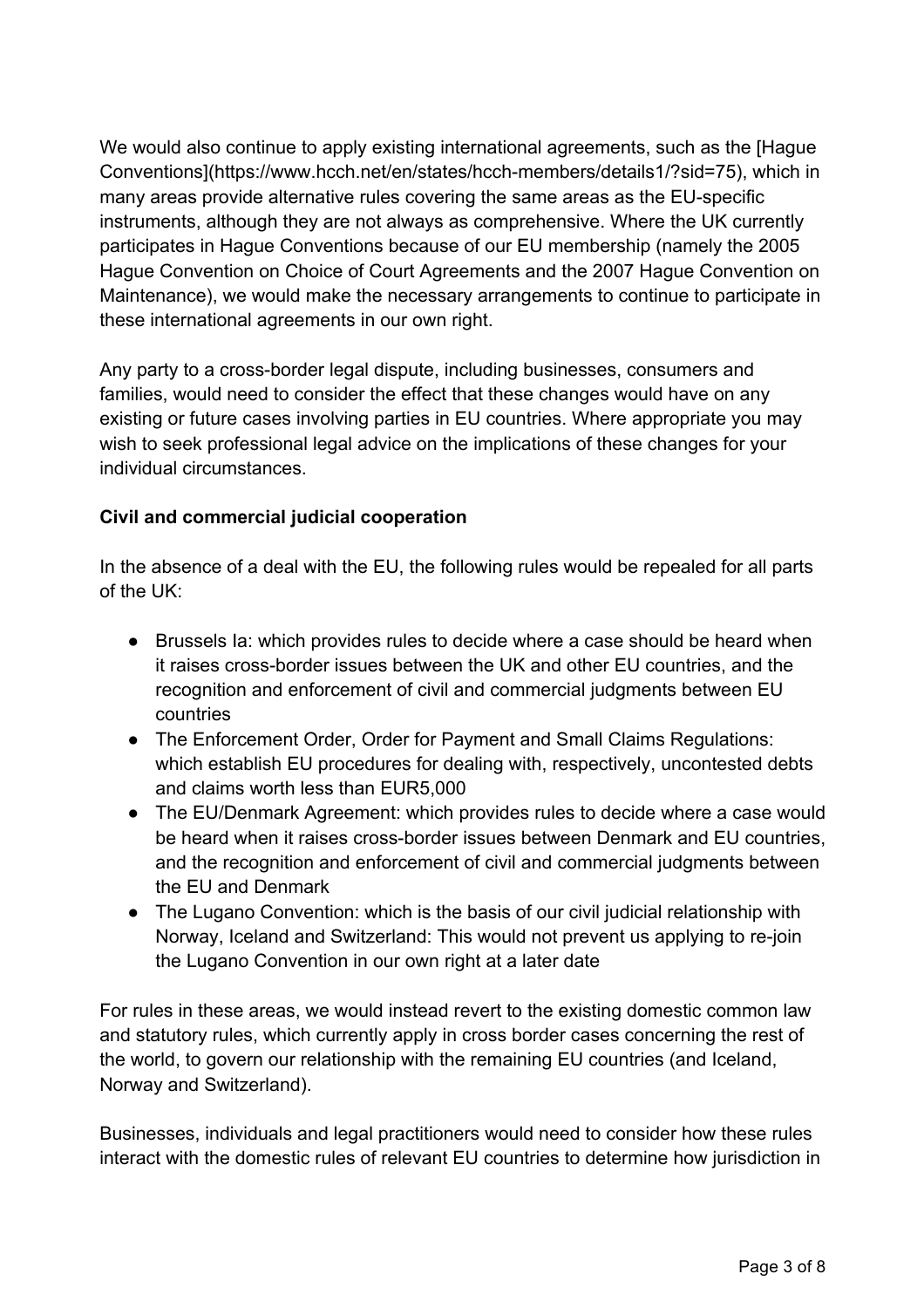We would also continue to apply existing international agreements, such as the [Hague Conventions](https://www.hcch.net/en/states/hcch-members/details1/?sid=75), which in many areas provide alternative rules covering the same areas as the EU-specific instruments, although they are not always as comprehensive. Where the UK currently participates in Hague Conventions because of our EU membership (namely the 2005 Hague Convention on Choice of Court Agreements and the 2007 Hague Convention on Maintenance), we would make the necessary arrangements to continue to participate in these international agreements in our own right.

Any party to a cross-border legal dispute, including businesses, consumers and families, would need to consider the effect that these changes would have on any existing or future cases involving parties in EU countries. Where appropriate you may wish to seek professional legal advice on the implications of these changes for your individual circumstances.

**Civil and commercial judicial cooperation**

In the absence of a deal with the EU, the following rules would be repealed for all parts of the UK:

- Brussels Ia: which provides rules to decide where a case should be heard when it raises cross-border issues between the UK and other EU countries, and the recognition and enforcement of civil and commercial judgments between EU countries
- The Enforcement Order, Order for Payment and Small Claims Regulations: which establish EU procedures for dealing with, respectively, uncontested debts and claims worth less than EUR5,000
- The EU/Denmark Agreement: which provides rules to decide where a case would be heard when it raises cross-border issues between Denmark and EU countries, and the recognition and enforcement of civil and commercial judgments between the EU and Denmark
- The Lugano Convention: which is the basis of our civil judicial relationship with Norway, Iceland and Switzerland: This would not prevent us applying to re-join the Lugano Convention in our own right at a later date

For rules in these areas, we would instead revert to the existing domestic common law and statutory rules, which currently apply in cross border cases concerning the rest of the world, to govern our relationship with the remaining EU countries (and Iceland, Norway and Switzerland).

Businesses, individuals and legal practitioners would need to consider how these rules interact with the domestic rules of relevant EU countries to determine how jurisdiction in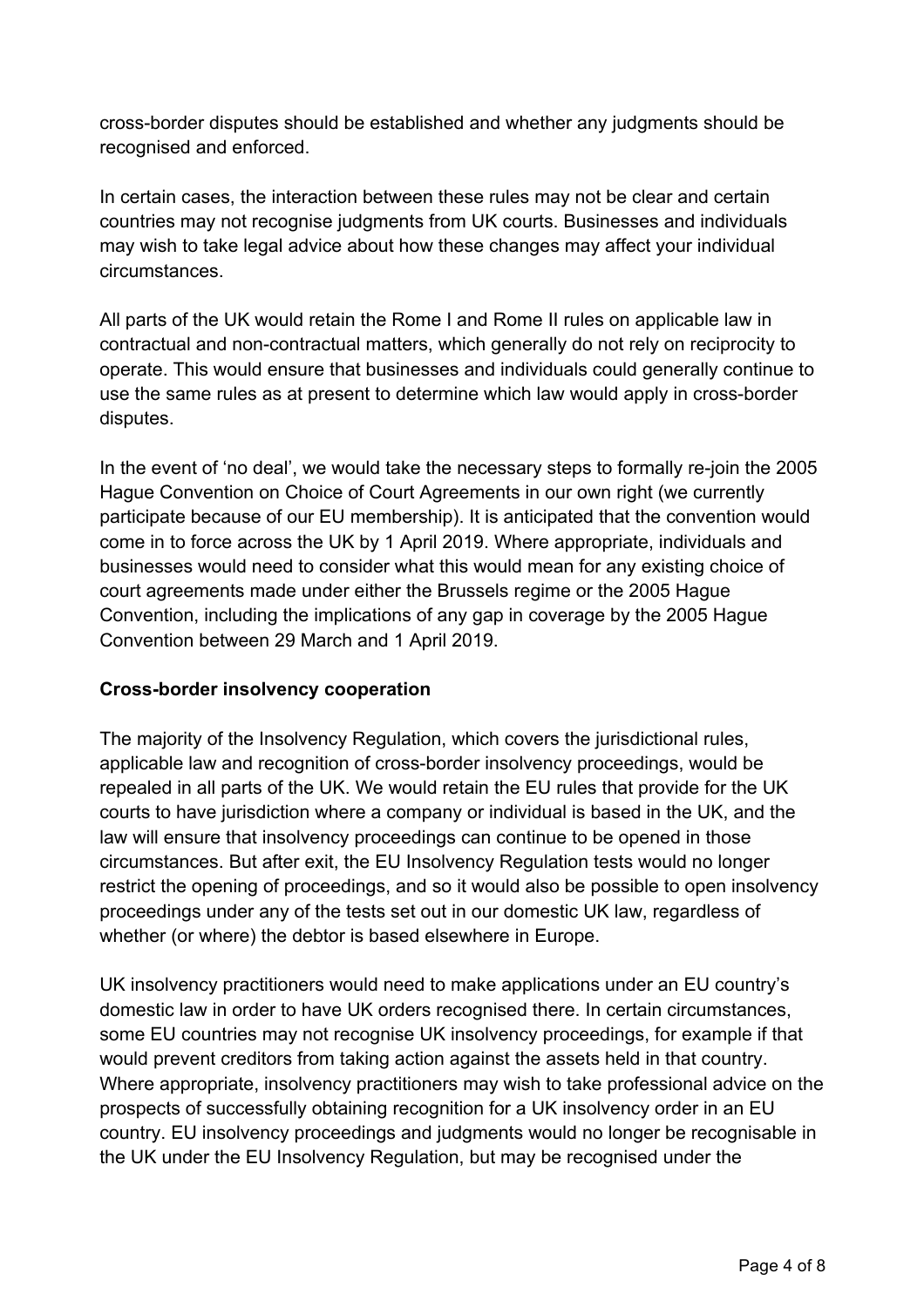cross-border disputes should be established and whether any judgments should be recognised and enforced.

In certain cases, the interaction between these rules may not be clear and certain countries may not recognise judgments from UK courts. Businesses and individuals may wish to take legal advice about how these changes may affect your individual circumstances.

All parts of the UK would retain the Rome I and Rome II rules on applicable law in contractual and non-contractual matters, which generally do not rely on reciprocity to operate. This would ensure that businesses and individuals could generally continue to use the same rules as at present to determine which law would apply in cross-border disputes.

In the event of 'no deal', we would take the necessary steps to formally re-join the 2005 Hague Convention on Choice of Court Agreements in our own right (we currently participate because of our EU membership). It is anticipated that the convention would come in to force across the UK by 1 April 2019. Where appropriate, individuals and businesses would need to consider what this would mean for any existing choice of court agreements made under either the Brussels regime or the 2005 Hague Convention, including the implications of any gap in coverage by the 2005 Hague Convention between 29 March and 1 April 2019.

**Cross-border insolvency cooperation**

The majority of the Insolvency Regulation, which covers the jurisdictional rules, applicable law and recognition of cross-border insolvency proceedings, would be repealed in all parts of the UK. We would retain the EU rules that provide for the UK courts to have jurisdiction where a company or individual is based in the UK, and the law will ensure that insolvency proceedings can continue to be opened in those circumstances. But after exit, the EU Insolvency Regulation tests would no longer restrict the opening of proceedings, and so it would also be possible to open insolvency proceedings under any of the tests set out in our domestic UK law, regardless of whether (or where) the debtor is based elsewhere in Europe.

UK insolvency practitioners would need to make applications under an EU country's domestic law in order to have UK orders recognised there. In certain circumstances, some EU countries may not recognise UK insolvency proceedings, for example if that would prevent creditors from taking action against the assets held in that country. Where appropriate, insolvency practitioners may wish to take professional advice on the prospects of successfully obtaining recognition for a UK insolvency order in an EU country. EU insolvency proceedings and judgments would no longer be recognisable in the UK under the EU Insolvency Regulation, but may be recognised under the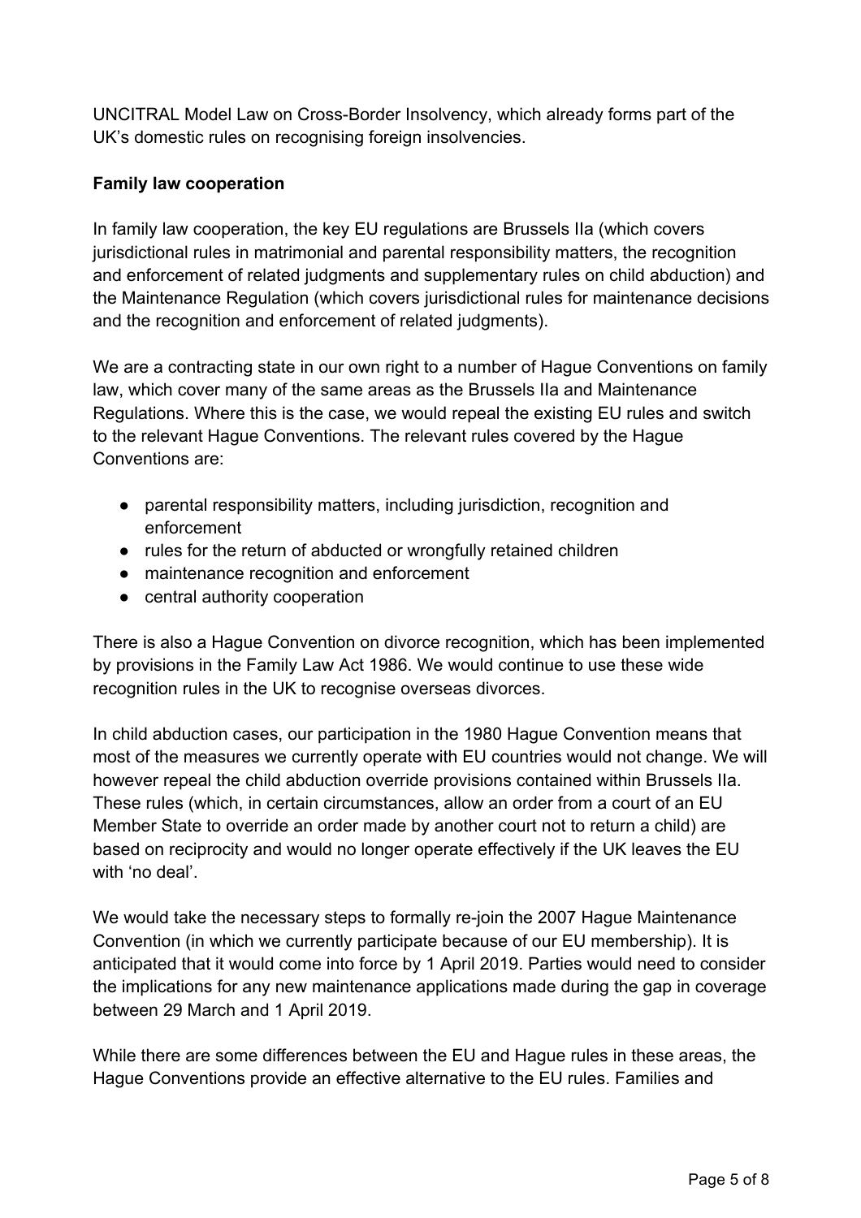UNCITRAL Model Law on Cross-Border Insolvency, which already forms part of the UK's domestic rules on recognising foreign insolvencies.

**Family law cooperation**

In family law cooperation, the key EU regulations are Brussels IIa (which covers jurisdictional rules in matrimonial and parental responsibility matters, the recognition and enforcement of related judgments and supplementary rules on child abduction) and the Maintenance Regulation (which covers jurisdictional rules for maintenance decisions and the recognition and enforcement of related judgments).

We are a contracting state in our own right to a number of Hague Conventions on family law, which cover many of the same areas as the Brussels IIa and Maintenance Regulations. Where this is the case, we would repeal the existing EU rules and switch to the relevant Hague Conventions. The relevant rules covered by the Hague Conventions are:

- parental responsibility matters, including jurisdiction, recognition and enforcement
- rules for the return of abducted or wrongfully retained children
- maintenance recognition and enforcement
- central authority cooperation

There is also a Hague Convention on divorce recognition, which has been implemented by provisions in the Family Law Act 1986. We would continue to use these wide recognition rules in the UK to recognise overseas divorces.

In child abduction cases, our participation in the 1980 Hague Convention means that most of the measures we currently operate with EU countries would not change. We will however repeal the child abduction override provisions contained within Brussels IIa. These rules (which, in certain circumstances, allow an order from a court of an EU Member State to override an order made by another court not to return a child) are based on reciprocity and would no longer operate effectively if the UK leaves the EU with 'no deal'.

We would take the necessary steps to formally re-join the 2007 Hague Maintenance Convention (in which we currently participate because of our EU membership). It is anticipated that it would come into force by 1 April 2019. Parties would need to consider the implications for any new maintenance applications made during the gap in coverage between 29 March and 1 April 2019.

While there are some differences between the EU and Hague rules in these areas, the Hague Conventions provide an effective alternative to the EU rules. Families and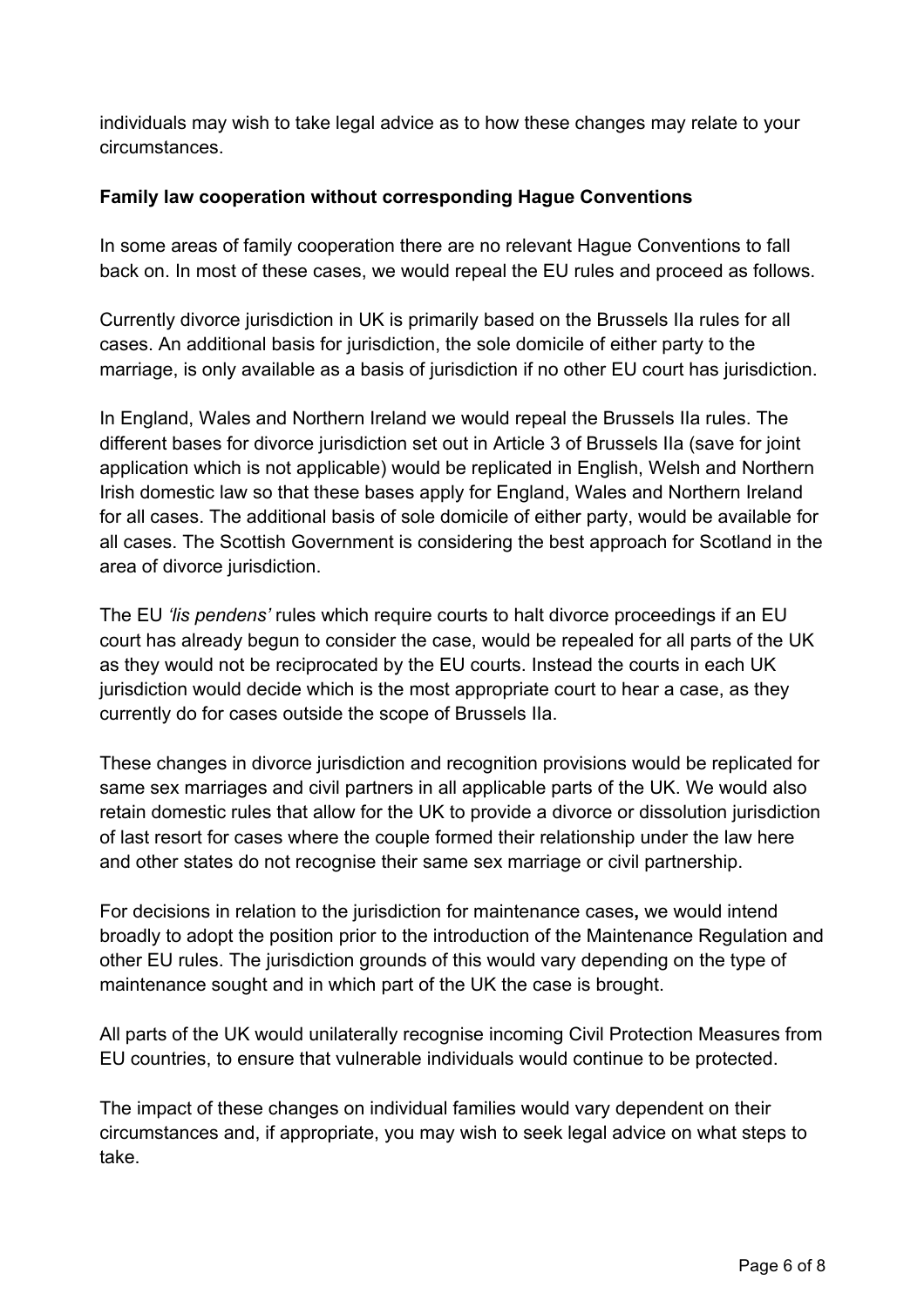individuals may wish to take legal advice as to how these changes may relate to your circumstances.

**Family law cooperation without corresponding Hague Conventions**

In some areas of family cooperation there are no relevant Hague Conventions to fall back on. In most of these cases, we would repeal the EU rules and proceed as follows.

Currently divorce jurisdiction in UK is primarily based on the Brussels IIa rules for all cases. An additional basis for jurisdiction, the sole domicile of either party to the marriage, is only available as a basis of jurisdiction if no other EU court has jurisdiction.

In England, Wales and Northern Ireland we would repeal the Brussels IIa rules. The different bases for divorce jurisdiction set out in Article 3 of Brussels IIa (save for joint application which is not applicable) would be replicated in English, Welsh and Northern Irish domestic law so that these bases apply for England, Wales and Northern Ireland for all cases. The additional basis of sole domicile of either party, would be available for all cases. The Scottish Government is considering the best approach for Scotland in the area of divorce jurisdiction.

The EU *'lis pendens'* rules which require courts to halt divorce proceedings if an EU court has already begun to consider the case, would be repealed for all parts of the UK as they would not be reciprocated by the EU courts. Instead the courts in each UK jurisdiction would decide which is the most appropriate court to hear a case, as they currently do for cases outside the scope of Brussels IIa.

These changes in divorce jurisdiction and recognition provisions would be replicated for same sex marriages and civil partners in all applicable parts of the UK. We would also retain domestic rules that allow for the UK to provide a divorce or dissolution jurisdiction of last resort for cases where the couple formed their relationship under the law here and other states do not recognise their same sex marriage or civil partnership.

For decisions in relation to the jurisdiction for maintenance cases**,** we would intend broadly to adopt the position prior to the introduction of the Maintenance Regulation and other EU rules. The jurisdiction grounds of this would vary depending on the type of maintenance sought and in which part of the UK the case is brought.

All parts of the UK would unilaterally recognise incoming Civil Protection Measures from EU countries, to ensure that vulnerable individuals would continue to be protected.

The impact of these changes on individual families would vary dependent on their circumstances and, if appropriate, you may wish to seek legal advice on what steps to take.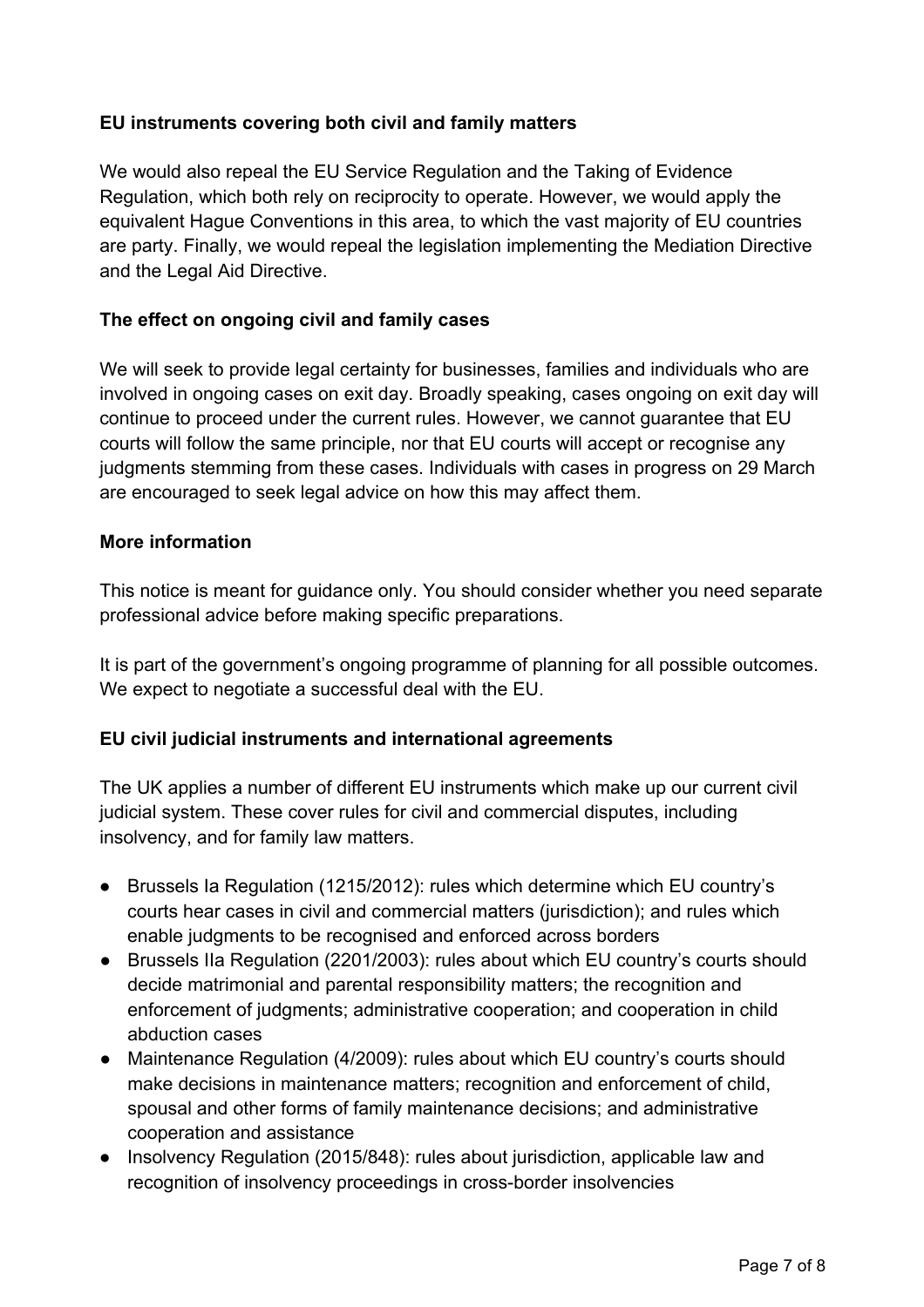### EU instruments covering both civil and family matters

We would also repeal the EU Service Regulation and the Taking of Evidence Regulation, which both rely on reciprocity to operate. However, we would apply the equivalent Hague Conventions in this area, to which the vast majority of EU countries are party. Finally, we would repeal the legislation implementing the Mediation Directive and the Legal Aid Directive.

### The effect on ongoing civil and family cases

We will seek to provide legal certainty for businesses, families and individuals who are involved in ongoing cases on exit day. Broadly speaking, cases ongoing on exit day will continue to proceed under the current rules. However, we cannot guarantee that EU courts will follow the same principle, nor that EU courts will accept or recognise any judgments stemming from these cases. Individuals with cases in progress on 29 March are encouraged to seek legal advice on how this may affect them.

### More information

This notice is meant for guidance only. You should consider whether you need separate professional advice before making specific preparations.

It is part of the government's ongoing programme of planning for all possible outcomes. We expect to negotiate a successful deal with the EU.

### EU civil judicial instruments and international agreements

The UK applies a number of different EU instruments which make up our current civil judicial system. These cover rules for civil and commercial disputes, including insolvency, and for family law matters.

- Brussels Ia Regulation (1215/2012): rules which determine which EU country's courts hear cases in civil and commercial matters (jurisdiction); and rules which enable judgments to be recognised and enforced across borders
- Brussels IIa Regulation (2201/2003): rules about which EU country's courts should decide matrimonial and parental responsibility matters; the recognition and enforcement of judgments; administrative cooperation; and cooperation in child abduction cases
- Maintenance Regulation (4/2009): rules about which EU country's courts should make decisions in maintenance matters; recognition and enforcement of child, spousal and other forms of family maintenance decisions; and administrative cooperation and assistance
- Insolvency Regulation (2015/848): rules about jurisdiction, applicable law and recognition of insolvency proceedings in cross-border insolvencies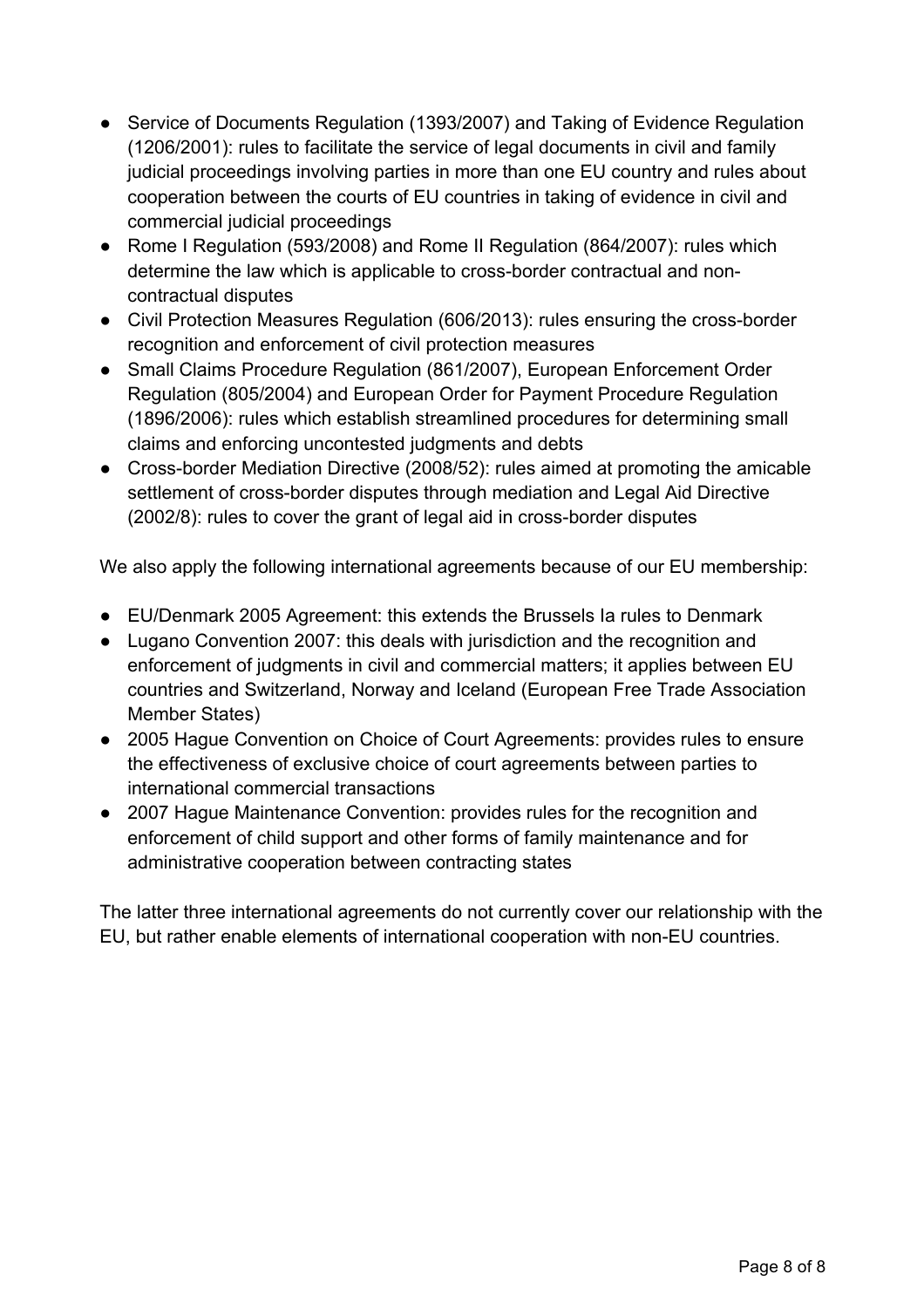- Service of Documents Regulation (1393/2007) and Taking of Evidence Regulation (1206/2001): rules to facilitate the service of legal documents in civil and family judicial proceedings involving parties in more than one EU country and rules about cooperation between the courts of EU countries in taking of evidence in civil and commercial judicial proceedings
- Rome I Regulation (593/2008) and Rome II Regulation (864/2007): rules which determine the law which is applicable to cross-border contractual and non-contractual disputes
- Civil Protection Measures Regulation (606/2013): rules ensuring the cross-border recognition and enforcement of civil protection measures
- Small Claims Procedure Regulation (861/2007), European Enforcement Order Regulation (805/2004) and European Order for Payment Procedure Regulation (1896/2006): rules which establish streamlined procedures for determining small claims and enforcing uncontested judgments and debts
- Cross-border Mediation Directive (2008/52): rules aimed at promoting the amicable settlement of cross-border disputes through mediation and Legal Aid Directive (2002/8): rules to cover the grant of legal aid in cross-border disputes

We also apply the following international agreements because of our EU membership:

- EU/Denmark 2005 Agreement: this extends the Brussels Ia rules to Denmark
- Lugano Convention 2007: this deals with jurisdiction and the recognition and enforcement of judgments in civil and commercial matters; it applies between EU countries and Switzerland, Norway and Iceland (European Free Trade Association Member States)
- 2005 Hague Convention on Choice of Court Agreements: provides rules to ensure the effectiveness of exclusive choice of court agreements between parties to international commercial transactions
- 2007 Hague Maintenance Convention: provides rules for the recognition and enforcement of child support and other forms of family maintenance and for administrative cooperation between contracting states

The latter three international agreements do not currently cover our relationship with the EU, but rather enable elements of international cooperation with non-EU countries.